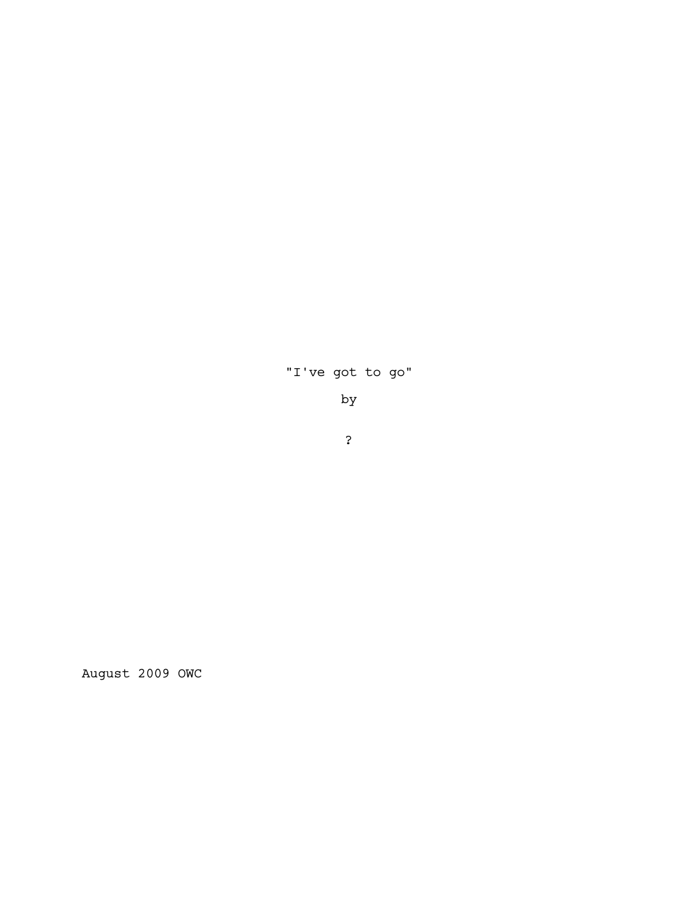"I've got to go"

by

?

August 2009 OWC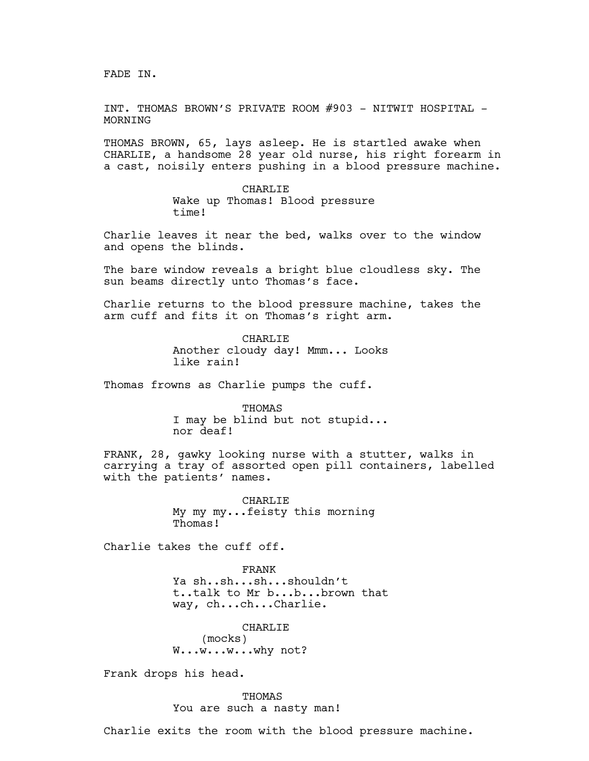FADE IN.

INT. THOMAS BROWN'S PRIVATE ROOM #903 - NITWIT HOSPITAL - MORNING

THOMAS BROWN, 65, lays asleep. He is startled awake when CHARLIE, a handsome 28 year old nurse, his right forearm in a cast, noisily enters pushing in a blood pressure machine.

CHARLIE
Wake up Thomas! Blood pressure time!

Charlie leaves it near the bed, walks over to the window and opens the blinds.

The bare window reveals a bright blue cloudless sky. The sun beams directly unto Thomas's face.

Charlie returns to the blood pressure machine, takes the arm cuff and fits it on Thomas's right arm.

CHARLIE
Another cloudy day! Mmm... Looks like rain!

Thomas frowns as Charlie pumps the cuff.

THOMAS
I may be blind but not stupid... nor deaf!

FRANK, 28, gawky looking nurse with a stutter, walks in carrying a tray of assorted open pill containers, labelled with the patients' names.

CHARLIE
My my my...feisty this morning Thomas!

Charlie takes the cuff off.

FRANK
Ya sh..sh...sh...shouldn't t..talk to Mr b...b...brown that way, ch...ch...Charlie.

CHARLIE
(mocks)
W...w...w...why not?

Frank drops his head.

THOMAS
You are such a nasty man!

Charlie exits the room with the blood pressure machine.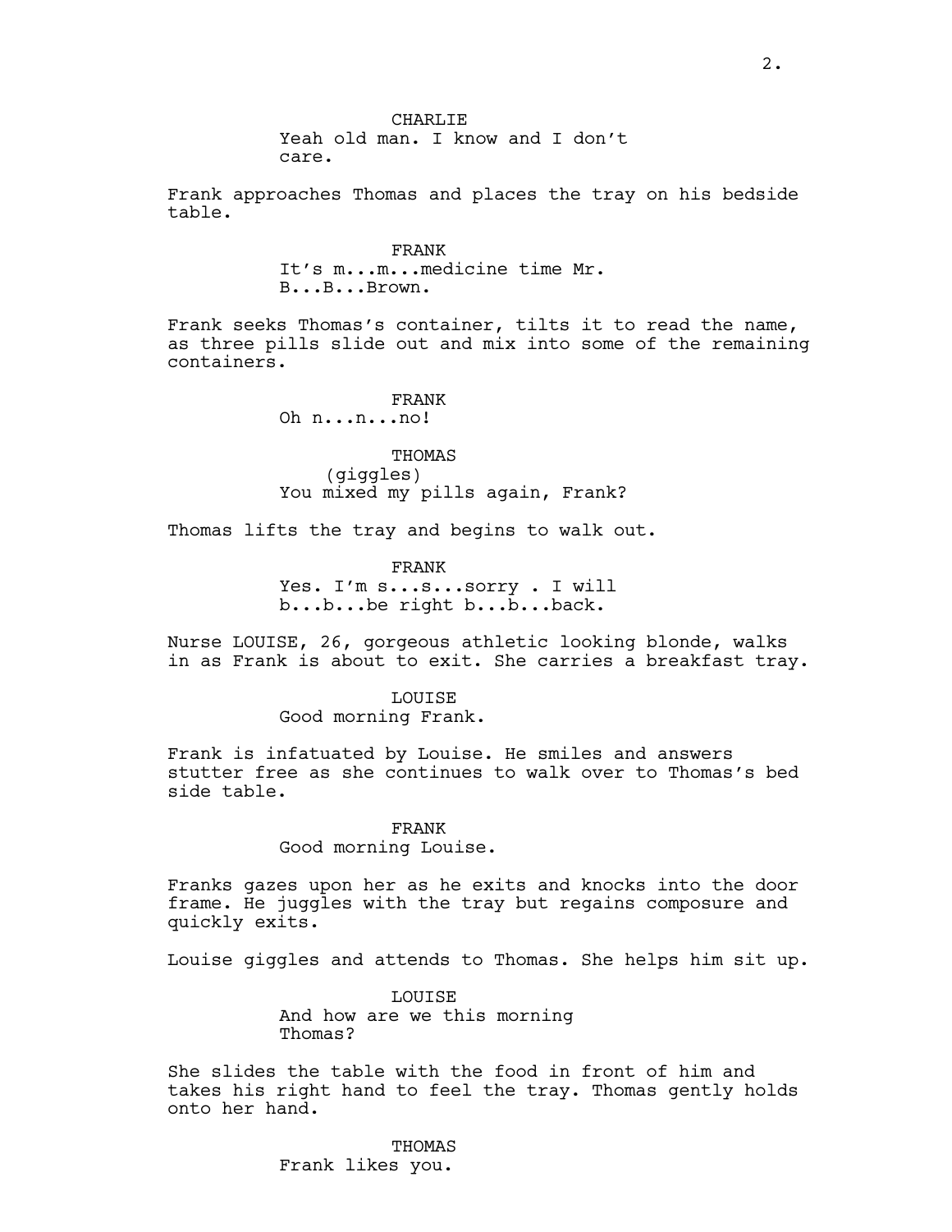CHARLIE
Yeah old man. I know and I don't care.

Frank approaches Thomas and places the tray on his bedside table.

FRANK
It's m...m...medicine time Mr. B...B...Brown.

Frank seeks Thomas's container, tilts it to read the name, as three pills slide out and mix into some of the remaining containers.

FRANK
Oh n...n...no!

THOMAS
(giggles)
You mixed my pills again, Frank?

Thomas lifts the tray and begins to walk out.

FRANK
Yes. I'm s...s...sorry . I will b...b...be right b...b...back.

Nurse LOUISE, 26, gorgeous athletic looking blonde, walks in as Frank is about to exit. She carries a breakfast tray.

LOUISE
Good morning Frank.

Frank is infatuated by Louise. He smiles and answers stutter free as she continues to walk over to Thomas's bed side table.

FRANK
Good morning Louise.

Franks gazes upon her as he exits and knocks into the door frame. He juggles with the tray but regains composure and quickly exits.

Louise giggles and attends to Thomas. She helps him sit up.

LOUISE
And how are we this morning Thomas?

She slides the table with the food in front of him and takes his right hand to feel the tray. Thomas gently holds onto her hand.

THOMAS
Frank likes you.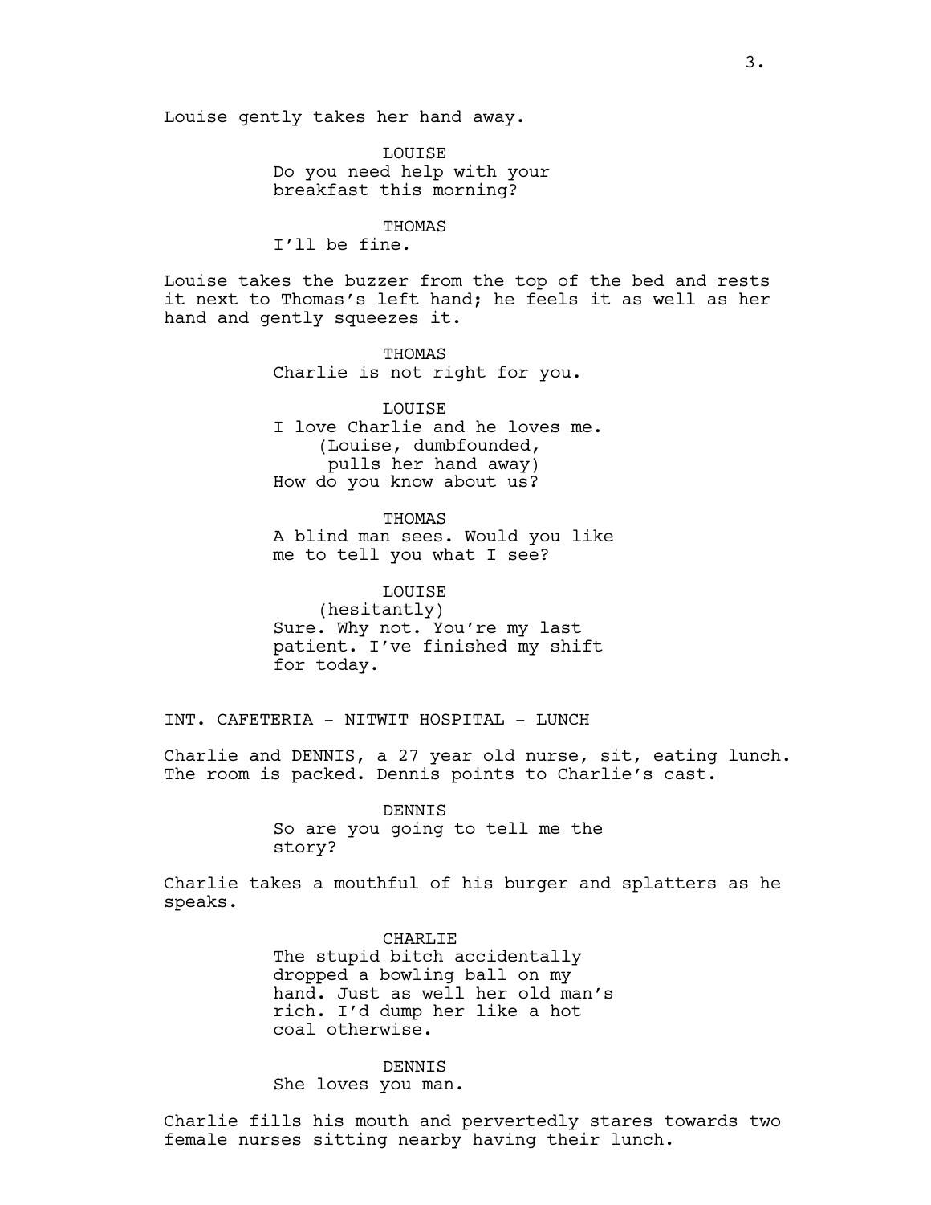Louise gently takes her hand away.

LOUISE
Do you need help with your breakfast this morning?

THOMAS
I'll be fine.

Louise takes the buzzer from the top of the bed and rests it next to Thomas's left hand; he feels it as well as her hand and gently squeezes it.

THOMAS
Charlie is not right for you.

LOUISE
I love Charlie and he loves me.
(Louise, dumbfounded, pulls her hand away)
How do you know about us?

THOMAS
A blind man sees. Would you like me to tell you what I see?

LOUISE
(hesitantly)
Sure. Why not. You're my last patient. I've finished my shift for today.

INT. CAFETERIA - NITWIT HOSPITAL - LUNCH

Charlie and DENNIS, a 27 year old nurse, sit, eating lunch. The room is packed. Dennis points to Charlie's cast.

DENNIS
So are you going to tell me the story?

Charlie takes a mouthful of his burger and splatters as he speaks.

CHARLIE
The stupid bitch accidentally dropped a bowling ball on my hand. Just as well her old man's rich. I'd dump her like a hot coal otherwise.

DENNIS
She loves you man.

Charlie fills his mouth and pervertedly stares towards two female nurses sitting nearby having their lunch.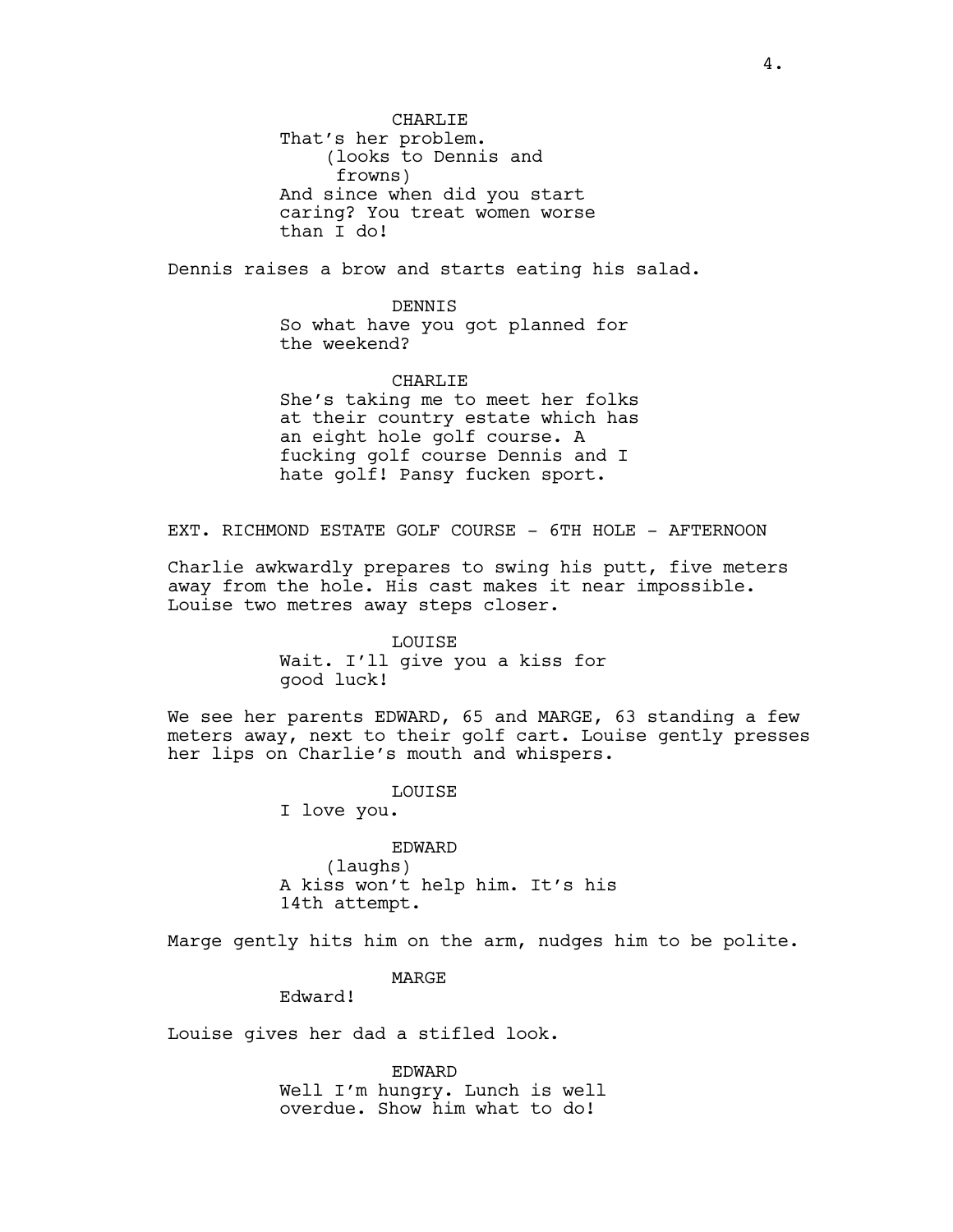CHARLIE
That's her problem.
(looks to Dennis and frowns)
And since when did you start caring? You treat women worse than I do!

Dennis raises a brow and starts eating his salad.

DENNIS
So what have you got planned for the weekend?

CHARLIE
She's taking me to meet her folks at their country estate which has an eight hole golf course. A fucking golf course Dennis and I hate golf! Pansy fucken sport.

EXT. RICHMOND ESTATE GOLF COURSE - 6TH HOLE - AFTERNOON

Charlie awkwardly prepares to swing his putt, five meters away from the hole. His cast makes it near impossible. Louise two metres away steps closer.

LOUISE
Wait. I'll give you a kiss for good luck!

We see her parents EDWARD, 65 and MARGE, 63 standing a few meters away, next to their golf cart. Louise gently presses her lips on Charlie's mouth and whispers.

LOUISE
I love you.

EDWARD
(laughs)
A kiss won't help him. It's his 14th attempt.

Marge gently hits him on the arm, nudges him to be polite.

MARGE
Edward!

Louise gives her dad a stifled look.

EDWARD
Well I'm hungry. Lunch is well overdue. Show him what to do!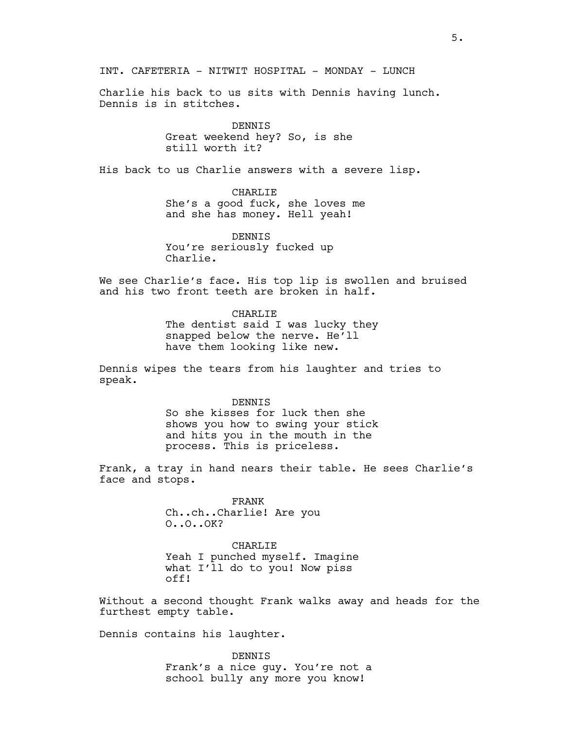INT. CAFETERIA - NITWIT HOSPITAL - MONDAY - LUNCH

Charlie his back to us sits with Dennis having lunch. Dennis is in stitches.

DENNIS
Great weekend hey? So, is she still worth it?

His back to us Charlie answers with a severe lisp.

CHARLIE
She's a good fuck, she loves me and she has money. Hell yeah!

DENNIS
You're seriously fucked up Charlie.

We see Charlie's face. His top lip is swollen and bruised and his two front teeth are broken in half.

CHARLIE
The dentist said I was lucky they snapped below the nerve. He'll have them looking like new.

Dennis wipes the tears from his laughter and tries to speak.

DENNIS
So she kisses for luck then she shows you how to swing your stick and hits you in the mouth in the process. This is priceless.

Frank, a tray in hand nears their table. He sees Charlie's face and stops.

FRANK
Ch..ch..Charlie! Are you O..O..OK?

CHARLIE
Yeah I punched myself. Imagine what I'll do to you! Now piss off!

Without a second thought Frank walks away and heads for the furthest empty table.

Dennis contains his laughter.

DENNIS
Frank's a nice guy. You're not a school bully any more you know!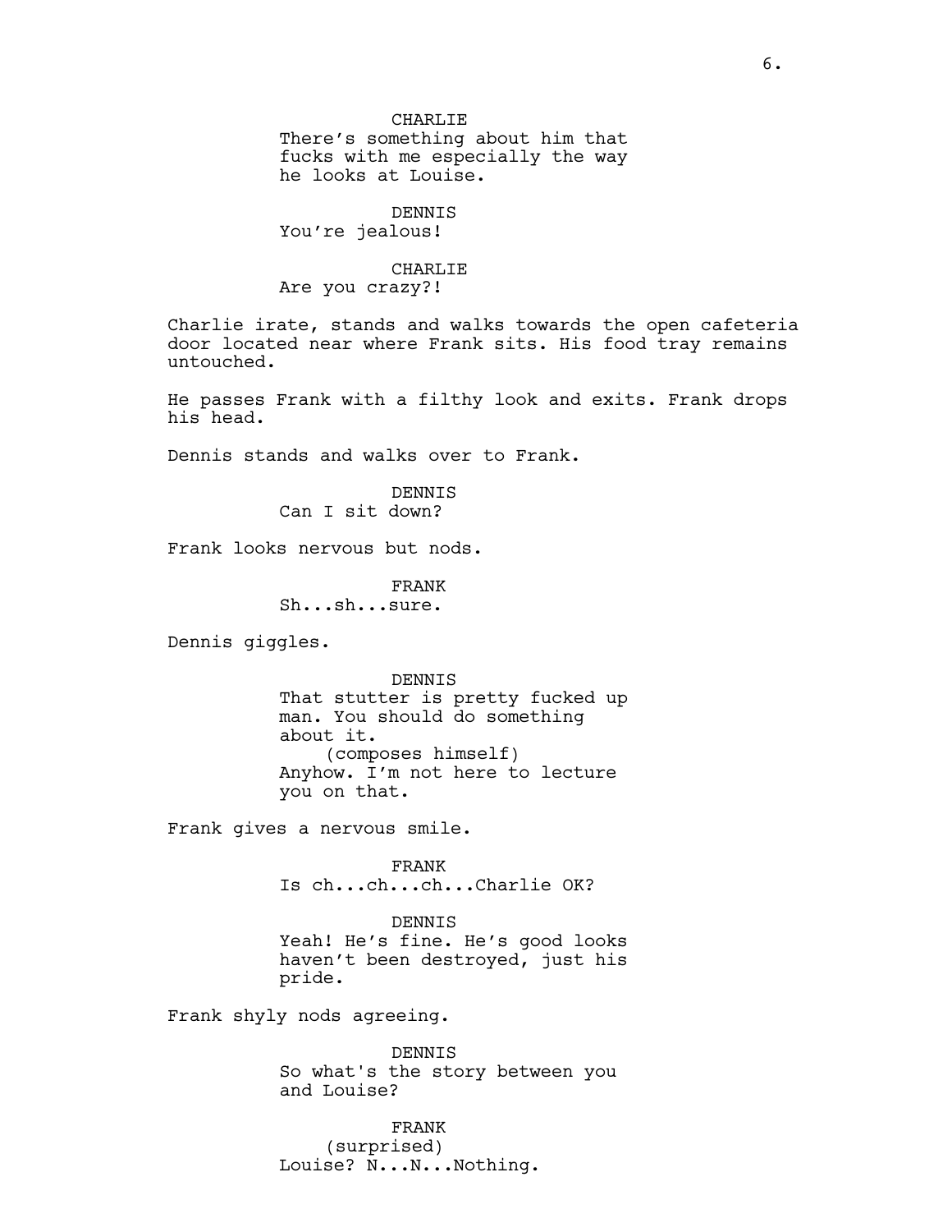CHARLIE
There's something about him that fucks with me especially the way he looks at Louise.

DENNIS
You're jealous!

CHARLIE
Are you crazy?!

Charlie irate, stands and walks towards the open cafeteria door located near where Frank sits. His food tray remains untouched.

He passes Frank with a filthy look and exits. Frank drops his head.

Dennis stands and walks over to Frank.

DENNIS
Can I sit down?

Frank looks nervous but nods.

FRANK
Sh...sh...sure.

Dennis giggles.

DENNIS
That stutter is pretty fucked up man. You should do something about it.
(composes himself)
Anyhow. I'm not here to lecture you on that.

Frank gives a nervous smile.

FRANK
Is ch...ch...ch...Charlie OK?

DENNIS
Yeah! He's fine. He's good looks haven't been destroyed, just his pride.

Frank shyly nods agreeing.

DENNIS
So what's the story between you and Louise?

FRANK
(surprised)
Louise? N...N...Nothing.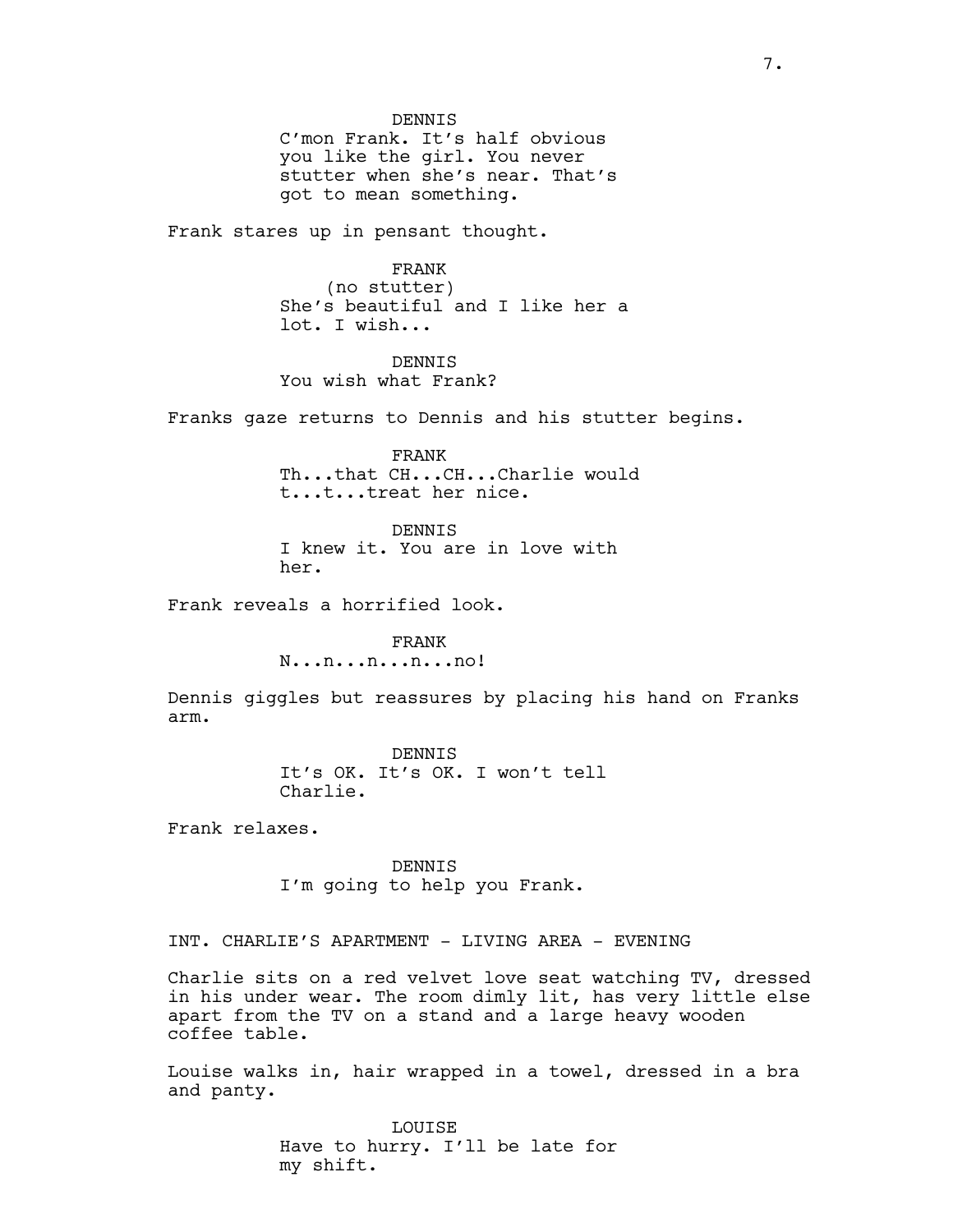DENNIS
C'mon Frank. It's half obvious you like the girl. You never stutter when she's near. That's got to mean something.

Frank stares up in pensant thought.

FRANK
(no stutter)
She's beautiful and I like her a lot. I wish...

DENNIS
You wish what Frank?

Franks gaze returns to Dennis and his stutter begins.

FRANK
Th...that CH...CH...Charlie would t...t...treat her nice.

DENNIS
I knew it. You are in love with her.

Frank reveals a horrified look.

FRANK
N...n...n...n...no!

Dennis giggles but reassures by placing his hand on Franks arm.

DENNIS
It's OK. It's OK. I won't tell Charlie.

Frank relaxes.

DENNIS
I'm going to help you Frank.

INT. CHARLIE'S APARTMENT - LIVING AREA - EVENING

Charlie sits on a red velvet love seat watching TV, dressed in his under wear. The room dimly lit, has very little else apart from the TV on a stand and a large heavy wooden coffee table.

Louise walks in, hair wrapped in a towel, dressed in a bra and panty.

LOUISE
Have to hurry. I'll be late for my shift.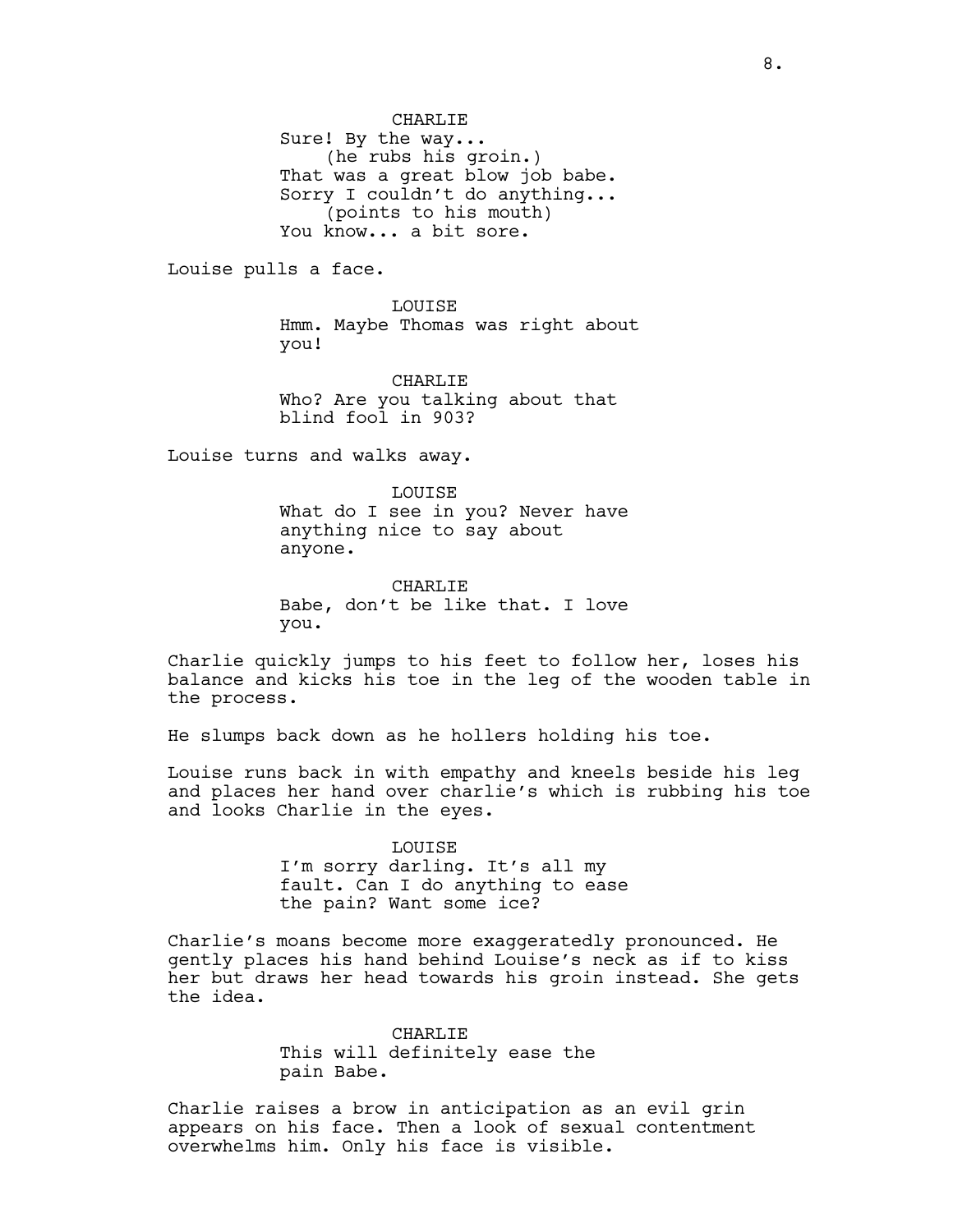CHARLIE
Sure! By the way...
(he rubs his groin.)
That was a great blow job babe.
Sorry I couldn't do anything...
(points to his mouth)
You know... a bit sore.

Louise pulls a face.

LOUISE
Hmm. Maybe Thomas was right about
you!

CHARLIE
Who? Are you talking about that
blind fool in 903?

Louise turns and walks away.

LOUISE
What do I see in you? Never have
anything nice to say about
anyone.

CHARLIE
Babe, don't be like that. I love
you.

Charlie quickly jumps to his feet to follow her, loses his balance and kicks his toe in the leg of the wooden table in the process.

He slumps back down as he hollers holding his toe.

Louise runs back in with empathy and kneels beside his leg and places her hand over charlie's which is rubbing his toe and looks Charlie in the eyes.

LOUISE
I'm sorry darling. It's all my
fault. Can I do anything to ease
the pain? Want some ice?

Charlie's moans become more exaggeratedly pronounced. He gently places his hand behind Louise's neck as if to kiss her but draws her head towards his groin instead. She gets the idea.

CHARLIE
This will definitely ease the
pain Babe.

Charlie raises a brow in anticipation as an evil grin appears on his face. Then a look of sexual contentment overwhelms him. Only his face is visible.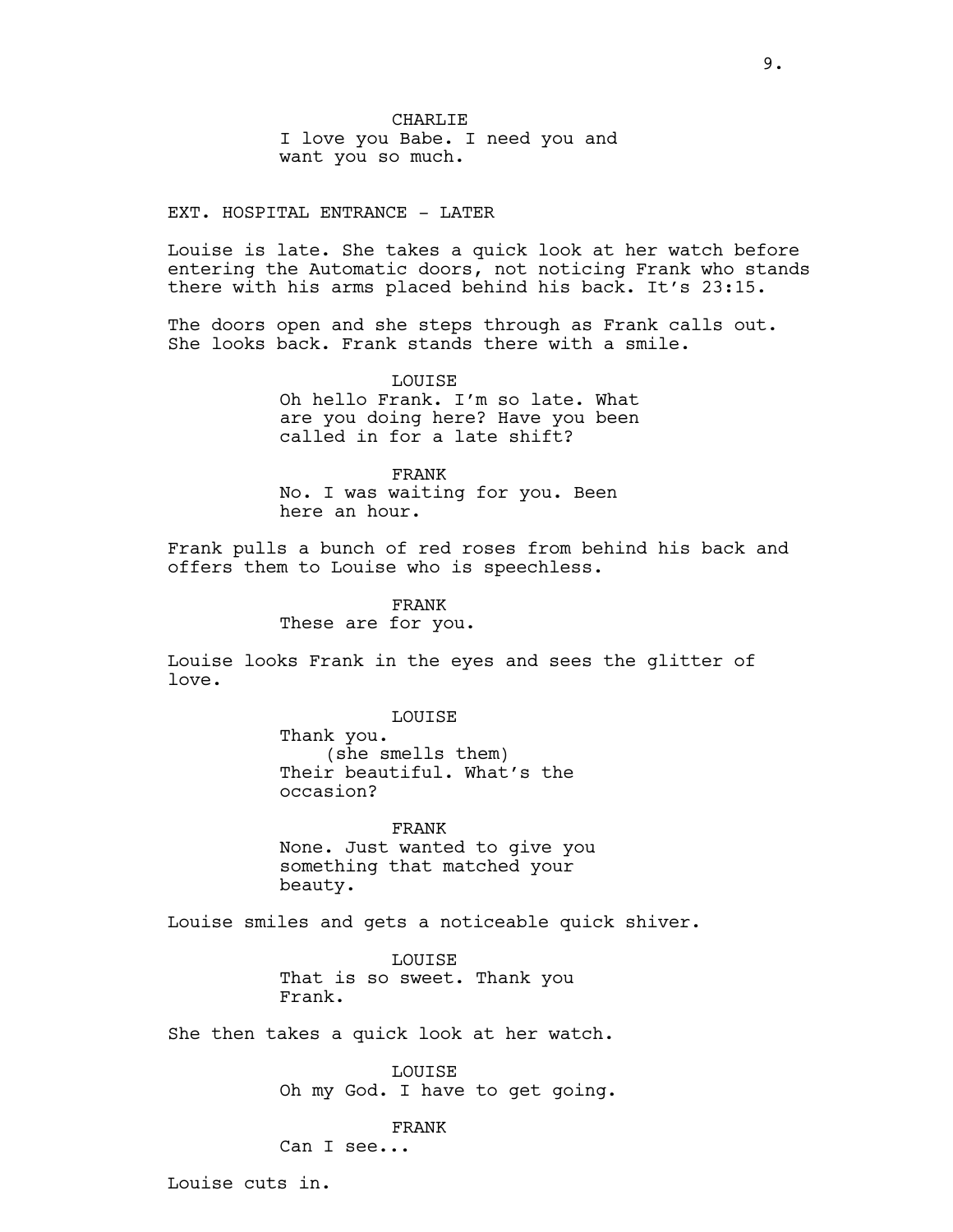CHARLIE
I love you Babe. I need you and want you so much.

EXT. HOSPITAL ENTRANCE - LATER

Louise is late. She takes a quick look at her watch before entering the Automatic doors, not noticing Frank who stands there with his arms placed behind his back. It's 23:15.

The doors open and she steps through as Frank calls out. She looks back. Frank stands there with a smile.

LOUISE
Oh hello Frank. I'm so late. What are you doing here? Have you been called in for a late shift?

FRANK
No. I was waiting for you. Been here an hour.

Frank pulls a bunch of red roses from behind his back and offers them to Louise who is speechless.

FRANK
These are for you.

Louise looks Frank in the eyes and sees the glitter of love.

LOUISE
Thank you.
(she smells them)
Their beautiful. What's the occasion?

FRANK
None. Just wanted to give you something that matched your beauty.

Louise smiles and gets a noticeable quick shiver.

LOUISE
That is so sweet. Thank you Frank.

She then takes a quick look at her watch.

LOUISE
Oh my God. I have to get going.

FRANK
Can I see...

Louise cuts in.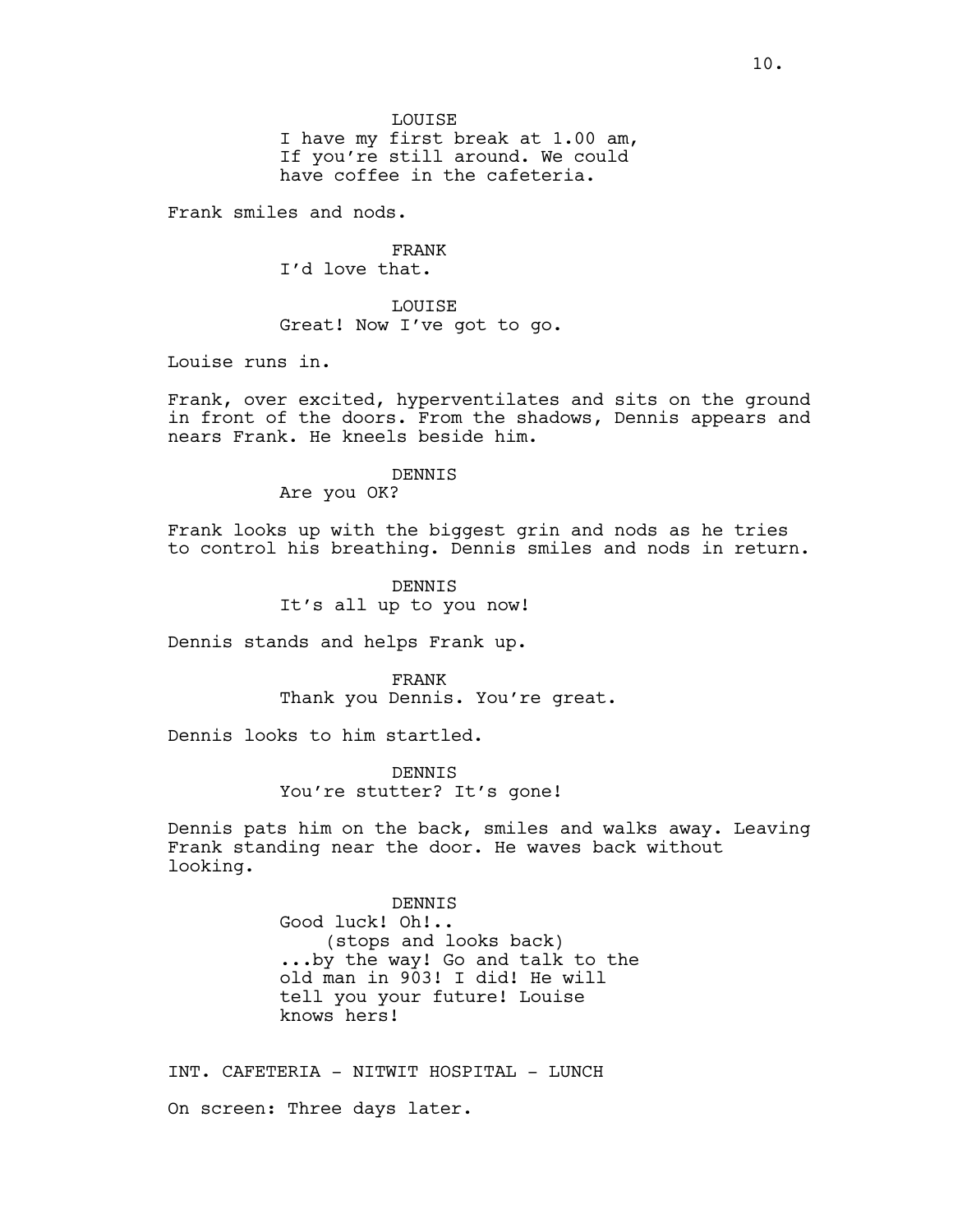LOUISE
I have my first break at 1.00 am,
If you're still around. We could
have coffee in the cafeteria.

Frank smiles and nods.

FRANK
I'd love that.

LOUISE
Great! Now I've got to go.

Louise runs in.

Frank, over excited, hyperventilates and sits on the ground in front of the doors. From the shadows, Dennis appears and nears Frank. He kneels beside him.

DENNIS
Are you OK?

Frank looks up with the biggest grin and nods as he tries to control his breathing. Dennis smiles and nods in return.

DENNIS
It's all up to you now!

Dennis stands and helps Frank up.

FRANK
Thank you Dennis. You're great.

Dennis looks to him startled.

DENNIS
You're stutter? It's gone!

Dennis pats him on the back, smiles and walks away. Leaving Frank standing near the door. He waves back without looking.

DENNIS
Good luck! Oh!..
(stops and looks back)
...by the way! Go and talk to the
old man in 903! I did! He will
tell you your future! Louise
knows hers!

INT. CAFETERIA - NITWIT HOSPITAL - LUNCH

On screen: Three days later.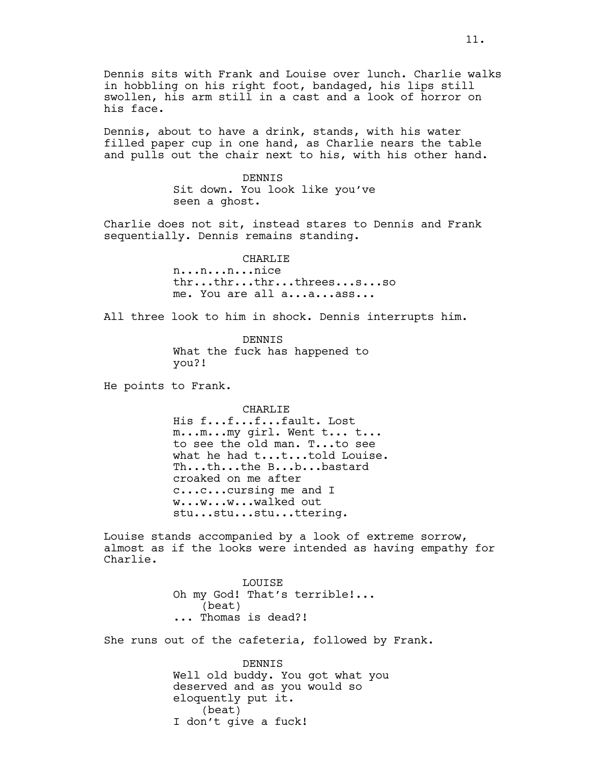Dennis sits with Frank and Louise over lunch. Charlie walks in hobbling on his right foot, bandaged, his lips still swollen, his arm still in a cast and a look of horror on his face.

Dennis, about to have a drink, stands, with his water filled paper cup in one hand, as Charlie nears the table and pulls out the chair next to his, with his other hand.

DENNIS
Sit down. You look like you've seen a ghost.

Charlie does not sit, instead stares to Dennis and Frank sequentially. Dennis remains standing.

CHARLIE
n...n...n...nice thr...thr...thr...threes...s...so me. You are all a...a...ass...

All three look to him in shock. Dennis interrupts him.

DENNIS
What the fuck has happened to you?!

He points to Frank.

CHARLIE
His f...f...f...fault. Lost m...m...my girl. Went t... t... to see the old man. T...to see what he had t...t...told Louise. Th...th...the B...b...bastard croaked on me after c...c...cursing me and I w...w...w...walked out stu...stu...stu...ttering.

Louise stands accompanied by a look of extreme sorrow, almost as if the looks were intended as having empathy for Charlie.

LOUISE
Oh my God! That's terrible!...
(beat)
... Thomas is dead?!

She runs out of the cafeteria, followed by Frank.

DENNIS
Well old buddy. You got what you deserved and as you would so eloquently put it.
(beat)
I don't give a fuck!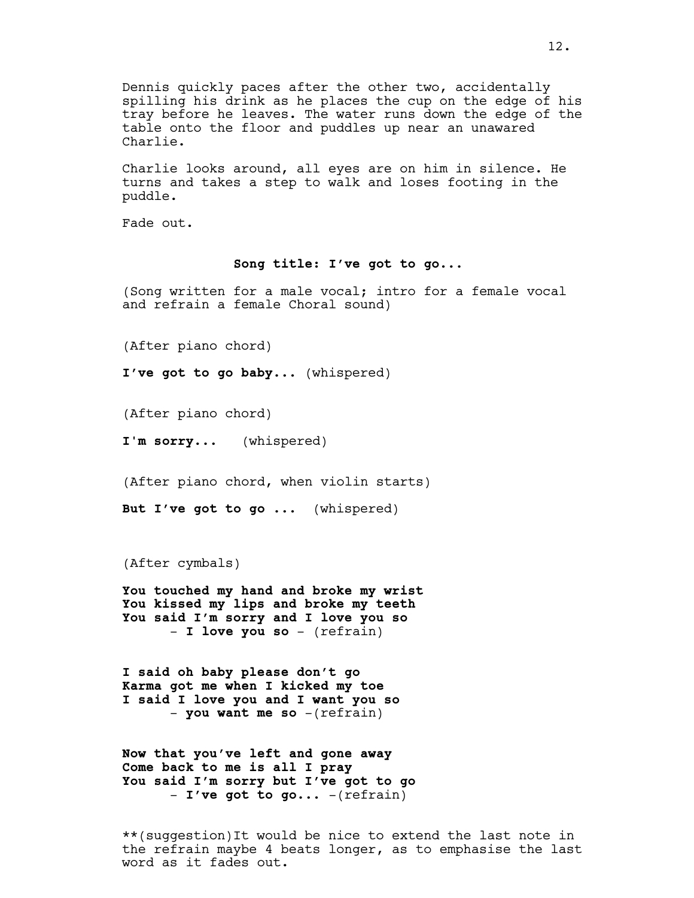Dennis quickly paces after the other two, accidentally spilling his drink as he places the cup on the edge of his tray before he leaves. The water runs down the edge of the table onto the floor and puddles up near an unawared Charlie.

Charlie looks around, all eyes are on him in silence. He turns and takes a step to walk and loses footing in the puddle.

Fade out.

**Song title: I've got to go...**

(Song written for a male vocal; intro for a female vocal and refrain a female Choral sound)

(After piano chord)

**I've got to go baby...** (whispered)

(After piano chord)

**I'm sorry...** (whispered)

(After piano chord, when violin starts)

**But I've got to go ...** (whispered)

(After cymbals)

**You touched my hand and broke my wrist**
**You kissed my lips and broke my teeth**
**You said I'm sorry and I love you so**
- **I love you so** - (refrain)

**I said oh baby please don't go**
**Karma got me when I kicked my toe**
**I said I love you and I want you so**
- **you want me so** -(refrain)

**Now that you've left and gone away**
**Come back to me is all I pray**
**You said I'm sorry but I've got to go**
- **I've got to go...** -(refrain)

**(suggestion)It would be nice to extend the last note in the refrain maybe 4 beats longer, as to emphasise the last word as it fades out.